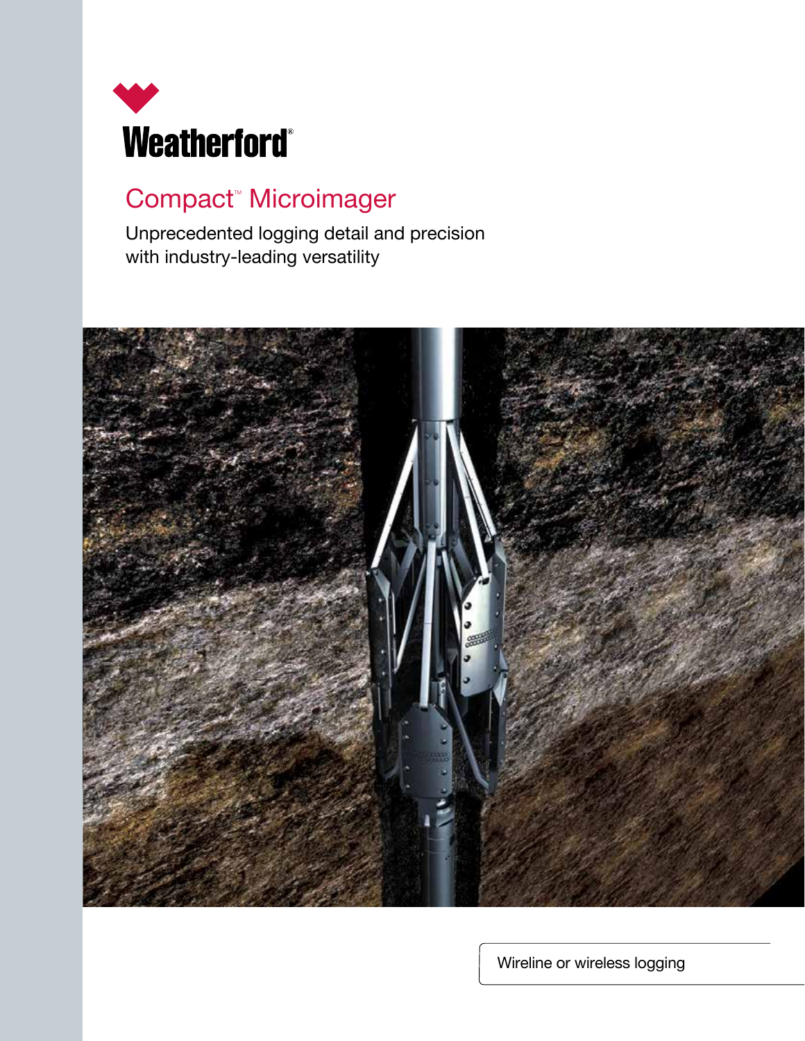Weatherford®

# Compact™ Microimager

Unprecedented logging detail and precision with industry-leading versatility

Wireline or wireless logging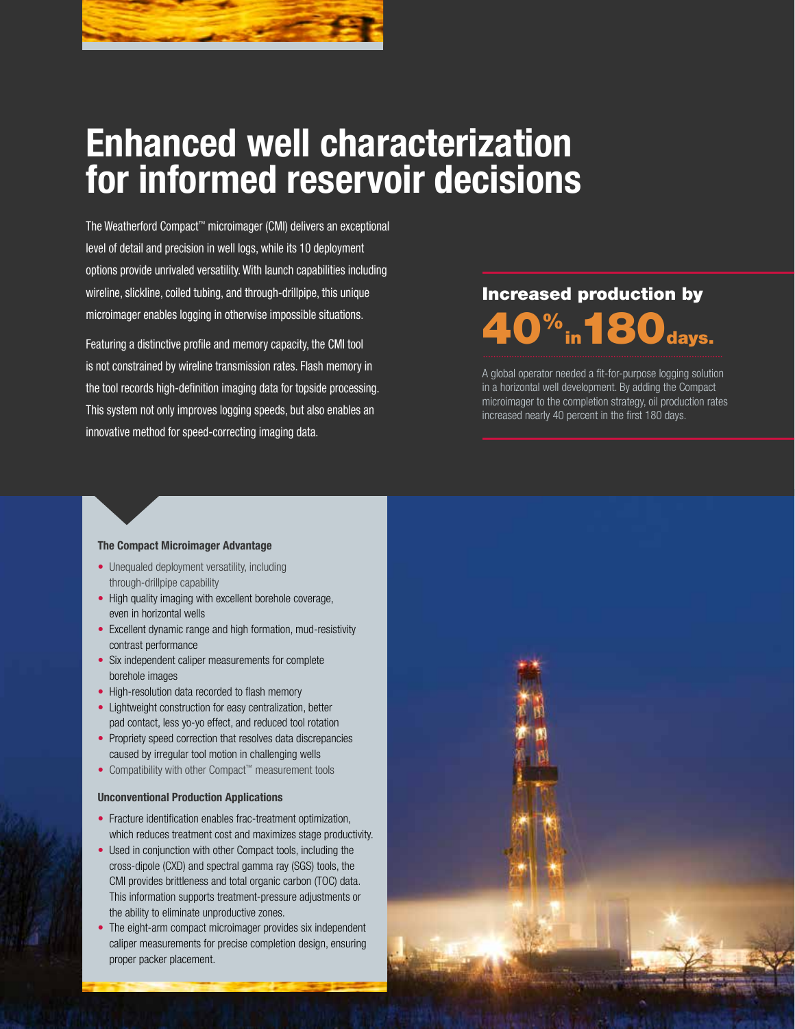# Enhanced well characterization for informed reservoir decisions

The Weatherford Compact™ microimager (CMI) delivers an exceptional level of detail and precision in well logs, while its 10 deployment options provide unrivaled versatility. With launch capabilities including wireline, slickline, coiled tubing, and through-drillpipe, this unique microimager enables logging in otherwise impossible situations.

Featuring a distinctive profile and memory capacity, the CMI tool is not constrained by wireline transmission rates. Flash memory in the tool records high-definition imaging data for topside processing. This system not only improves logging speeds, but also enables an innovative method for speed-correcting imaging data.

## Increased production by 40% in 180 days.

A global operator needed a fit-for-purpose logging solution in a horizontal well development. By adding the Compact microimager to the completion strategy, oil production rates increased nearly 40 percent in the first 180 days.

**The Compact Microimager Advantage**

- Unequaled deployment versatility, including through-drillpipe capability
- High quality imaging with excellent borehole coverage, even in horizontal wells
- Excellent dynamic range and high formation, mud-resistivity contrast performance
- Six independent caliper measurements for complete borehole images
- High-resolution data recorded to flash memory
- Lightweight construction for easy centralization, better pad contact, less yo-yo effect, and reduced tool rotation
- Propriety speed correction that resolves data discrepancies caused by irregular tool motion in challenging wells
- Compatibility with other Compact™ measurement tools

**Unconventional Production Applications**

- Fracture identification enables frac-treatment optimization, which reduces treatment cost and maximizes stage productivity.
- Used in conjunction with other Compact tools, including the cross-dipole (CXD) and spectral gamma ray (SGS) tools, the CMI provides brittleness and total organic carbon (TOC) data. This information supports treatment-pressure adjustments or the ability to eliminate unproductive zones.
- The eight-arm compact microimager provides six independent caliper measurements for precise completion design, ensuring proper packer placement.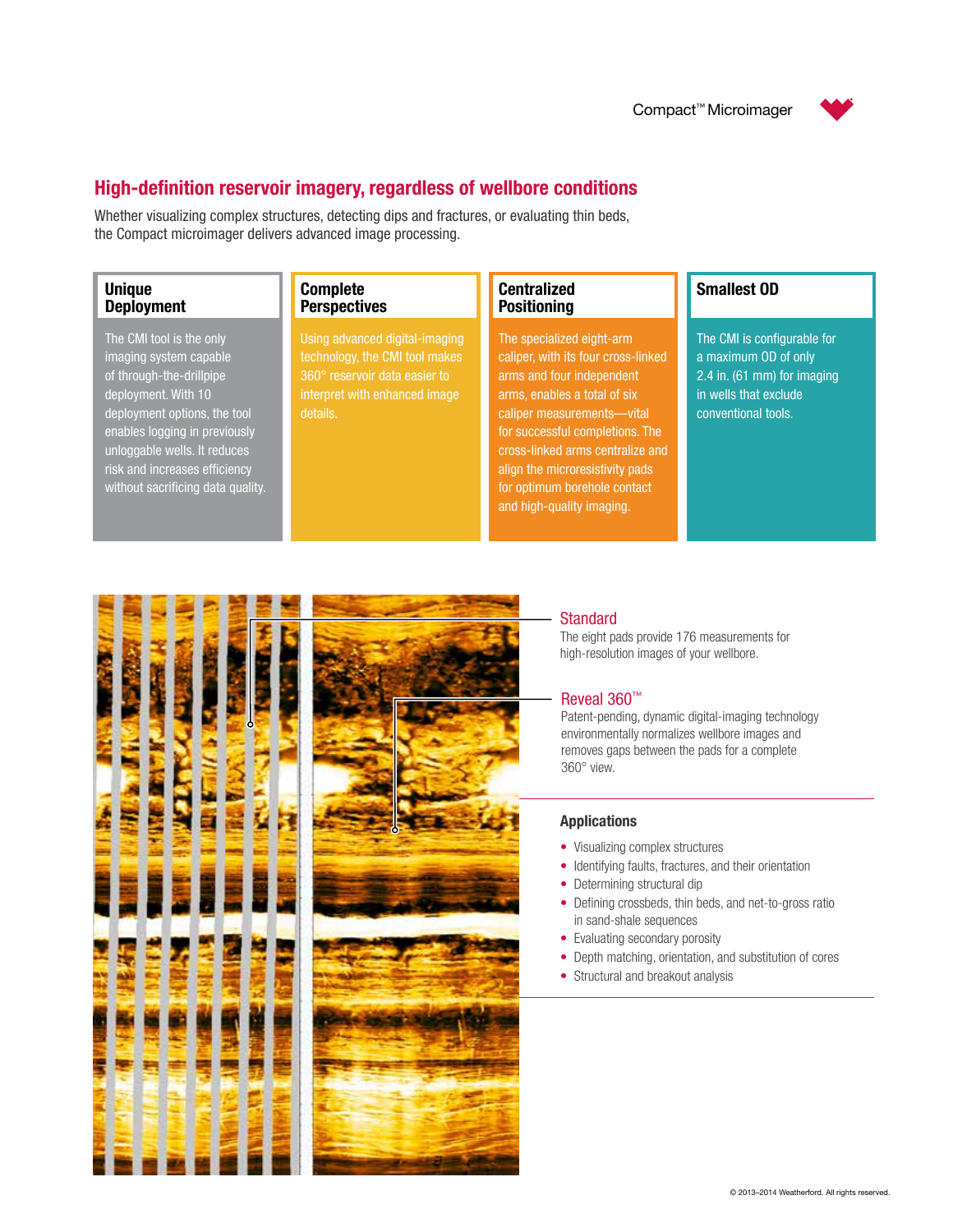## High-definition reservoir imagery, regardless of wellbore conditions

Whether visualizing complex structures, detecting dips and fractures, or evaluating thin beds, the Compact microimager delivers advanced image processing.

### Unique Deployment

The CMI tool is the only imaging system capable of through-the-drillpipe deployment. With 10 deployment options, the tool enables logging in previously unloggable wells. It reduces risk and increases efficiency without sacrificing data quality.

### Complete Perspectives

Using advanced digital-imaging technology, the CMI tool makes 360° reservoir data easier to interpret with enhanced image details.

### Centralized Positioning

The specialized eight-arm caliper, with its four cross-linked arms and four independent arms, enables a total of six caliper measurements—vital for successful completions. The cross-linked arms centralize and align the microresistivity pads for optimum borehole contact and high-quality imaging.

### Smallest OD

The CMI is configurable for a maximum OD of only 2.4 in. (61 mm) for imaging in wells that exclude conventional tools.

### Standard

The eight pads provide 176 measurements for high-resolution images of your wellbore.

### Reveal 360™

Patent-pending, dynamic digital-imaging technology environmentally normalizes wellbore images and removes gaps between the pads for a complete 360° view.

### Applications

- Visualizing complex structures
- Identifying faults, fractures, and their orientation
- Determining structural dip
- Defining crossbeds, thin beds, and net-to-gross ratio in sand-shale sequences
- Evaluating secondary porosity
- Depth matching, orientation, and substitution of cores
- Structural and breakout analysis

© 2013–2014 Weatherford. All rights reserved.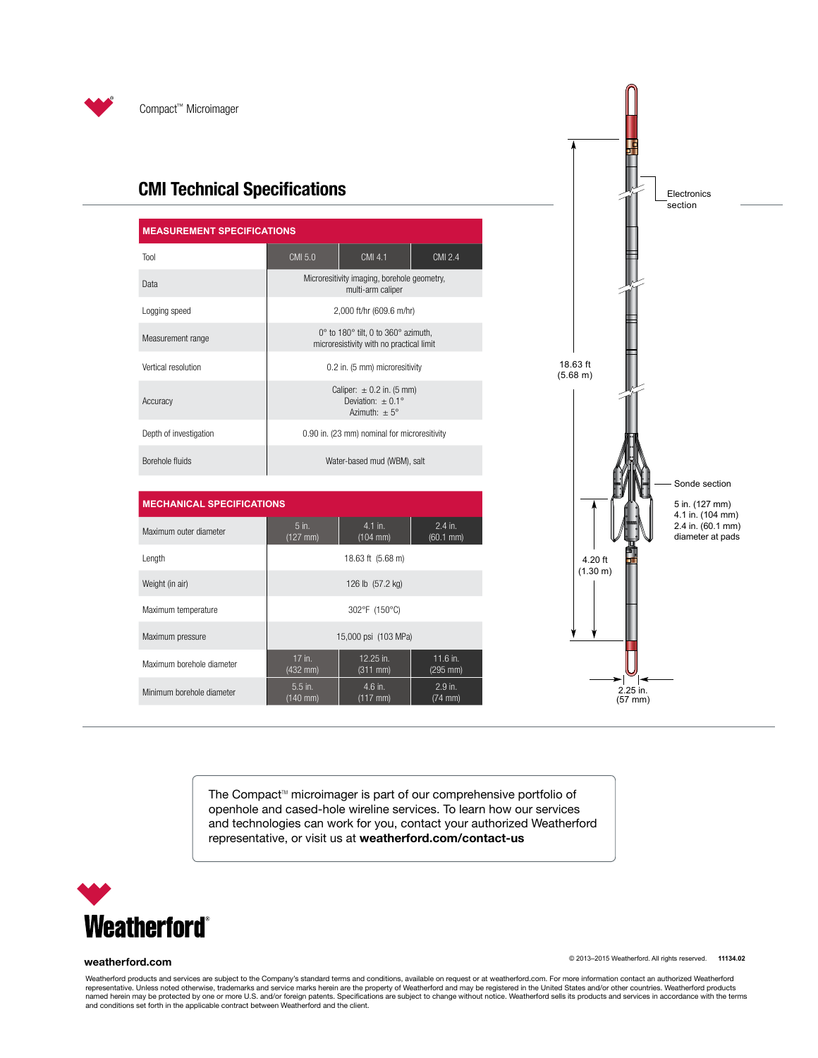Compact™ Microimager

# CMI Technical Specifications

| MEASUREMENT SPECIFICATIONS | | | |
|---|---|---|---|
| Tool | CMI 5.0 | CMI 4.1 | CMI 2.4 |
| Data | Microresistivity imaging, borehole geometry, multi-arm caliper | | |
| Logging speed | 2,000 ft/hr (609.6 m/hr) | | |
| Measurement range | 0° to 180° tilt, 0 to 360° azimuth, microresistivity with no practical limit | | |
| Vertical resolution | 0.2 in. (5 mm) microresistivity | | |
| Accuracy | Caliper: ± 0.2 in. (5 mm)<br>Deviation: ± 0.1°<br>Azimuth: ± 5° | | |
| Depth of investigation | 0.90 in. (23 mm) nominal for microresistivity | | |
| Borehole fluids | Water-based mud (WBM), salt | | |

| MECHANICAL SPECIFICATIONS | | | |
|---|---|---|---|
| Maximum outer diameter | 5 in. (127 mm) | 4.1 in. (104 mm) | 2.4 in. (60.1 mm) |
| Length | 18.63 ft (5.68 m) | | |
| Weight (in air) | 126 lb (57.2 kg) | | |
| Maximum temperature | 302°F (150°C) | | |
| Maximum pressure | 15,000 psi (103 MPa) | | |
| Maximum borehole diameter | 17 in. (432 mm) | 12.25 in. (311 mm) | 11.6 in. (295 mm) |
| Minimum borehole diameter | 5.5 in. (140 mm) | 4.6 in. (117 mm) | 2.9 in. (74 mm) |

Electronics section

18.63 ft
(5.68 m)

Sonde section

5 in. (127 mm)
4.1 in. (104 mm)
2.4 in. (60.1 mm)
diameter at pads

4.20 ft
(1.30 m)

2.25 in.
(57 mm)

The Compact™ microimager is part of our comprehensive portfolio of openhole and cased-hole wireline services. To learn how our services and technologies can work for you, contact your authorized Weatherford representative, or visit us at **weatherford.com/contact-us**

Weatherford®

**weatherford.com**

© 2013–2015 Weatherford. All rights reserved. **11134.02**

Weatherford products and services are subject to the Company's standard terms and conditions, available on request or at weatherford.com. For more information contact an authorized Weatherford representative. Unless noted otherwise, trademarks and service marks herein are the property of Weatherford and may be registered in the United States and/or other countries. Weatherford products named herein may be protected by one or more U.S. and/or foreign patents. Specifications are subject to change without notice. Weatherford sells its products and services in accordance with the terms and conditions set forth in the applicable contract between Weatherford and the client.